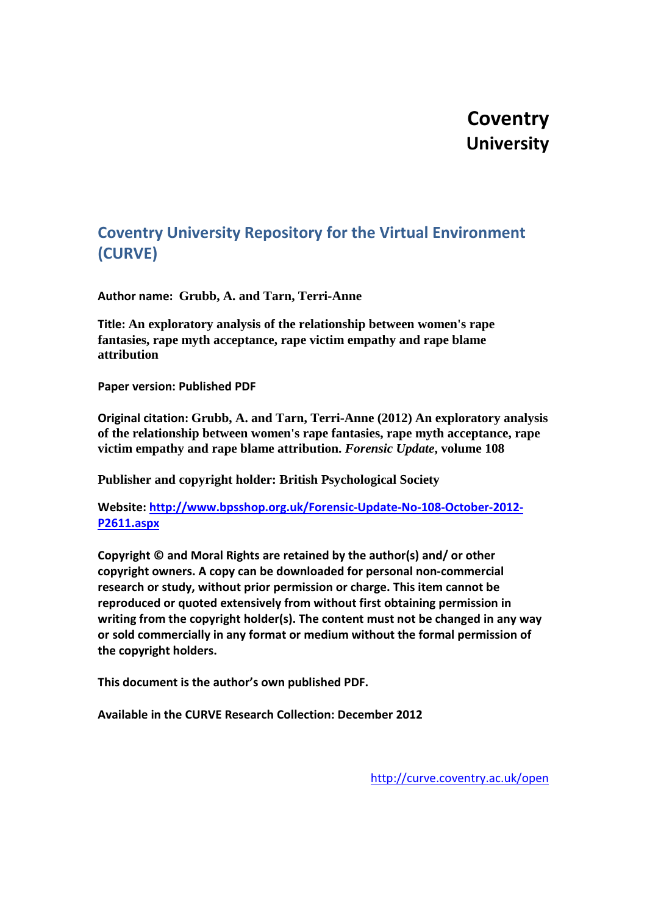# Coventry University

## Coventry University Repository for the Virtual Environment (CURVE)

**Author name: Grubb, A. and Tarn, Terri-Anne**

**Title: An exploratory analysis of the relationship between women's rape fantasies, rape myth acceptance, rape victim empathy and rape blame attribution**

**Paper version: Published PDF**

**Original citation: Grubb, A. and Tarn, Terri-Anne (2012) An exploratory analysis of the relationship between women's rape fantasies, rape myth acceptance, rape victim empathy and rape blame attribution. *Forensic Update*, volume 108**

**Publisher and copyright holder: British Psychological Society**

**Website: [http://www.bpsshop.org.uk/Forensic-Update-No-108-October-2012-P2611.aspx](http://www.bpsshop.org.uk/Forensic-Update-No-108-October-2012-P2611.aspx)**

**Copyright © and Moral Rights are retained by the author(s) and/ or other copyright owners. A copy can be downloaded for personal non-commercial research or study, without prior permission or charge. This item cannot be reproduced or quoted extensively from without first obtaining permission in writing from the copyright holder(s). The content must not be changed in any way or sold commercially in any format or medium without the formal permission of the copyright holders.**

**This document is the author's own published PDF.**

**Available in the CURVE Research Collection: December 2012**

[http://curve.coventry.ac.uk/open](http://curve.coventry.ac.uk/open)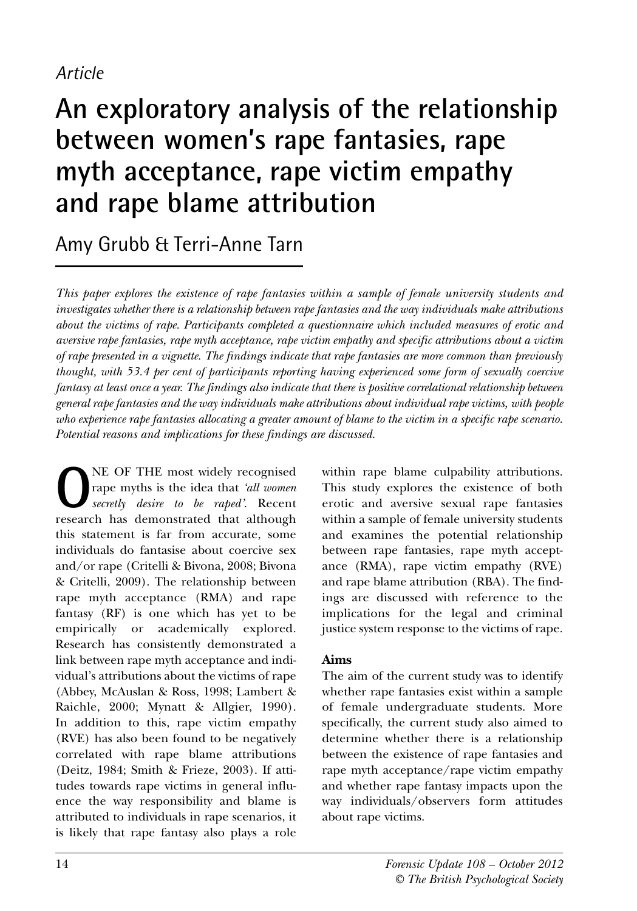*Article*

# An exploratory analysis of the relationship between women's rape fantasies, rape myth acceptance, rape victim empathy and rape blame attribution

Amy Grubb & Terri-Anne Tarn

*This paper explores the existence of rape fantasies within a sample of female university students and investigates whether there is a relationship between rape fantasies and the way individuals make attributions about the victims of rape. Participants completed a questionnaire which included measures of erotic and aversive rape fantasies, rape myth acceptance, rape victim empathy and specific attributions about a victim of rape presented in a vignette. The findings indicate that rape fantasies are more common than previously thought, with 53.4 per cent of participants reporting having experienced some form of sexually coercive fantasy at least once a year. The findings also indicate that there is positive correlational relationship between general rape fantasies and the way individuals make attributions about individual rape victims, with people who experience rape fantasies allocating a greater amount of blame to the victim in a specific rape scenario. Potential reasons and implications for these findings are discussed.*

ONE OF THE most widely recognised rape myths is the idea that *'all women secretly desire to be raped'*. Recent research has demonstrated that although this statement is far from accurate, some individuals do fantasise about coercive sex and/or rape (Critelli & Bivona, 2008; Bivona & Critelli, 2009). The relationship between rape myth acceptance (RMA) and rape fantasy (RF) is one which has yet to be empirically or academically explored. Research has consistently demonstrated a link between rape myth acceptance and individual's attributions about the victims of rape (Abbey, McAuslan & Ross, 1998; Lambert & Raichle, 2000; Mynatt & Allgier, 1990). In addition to this, rape victim empathy (RVE) has also been found to be negatively correlated with rape blame attributions (Deitz, 1984; Smith & Frieze, 2003). If attitudes towards rape victims in general influence the way responsibility and blame is attributed to individuals in rape scenarios, it is likely that rape fantasy also plays a role within rape blame culpability attributions. This study explores the existence of both erotic and aversive sexual rape fantasies within a sample of female university students and examines the potential relationship between rape fantasies, rape myth acceptance (RMA), rape victim empathy (RVE) and rape blame attribution (RBA). The findings are discussed with reference to the implications for the legal and criminal justice system response to the victims of rape.

**Aims**

The aim of the current study was to identify whether rape fantasies exist within a sample of female undergraduate students. More specifically, the current study also aimed to determine whether there is a relationship between the existence of rape fantasies and rape myth acceptance/rape victim empathy and whether rape fantasy impacts upon the way individuals/observers form attitudes about rape victims.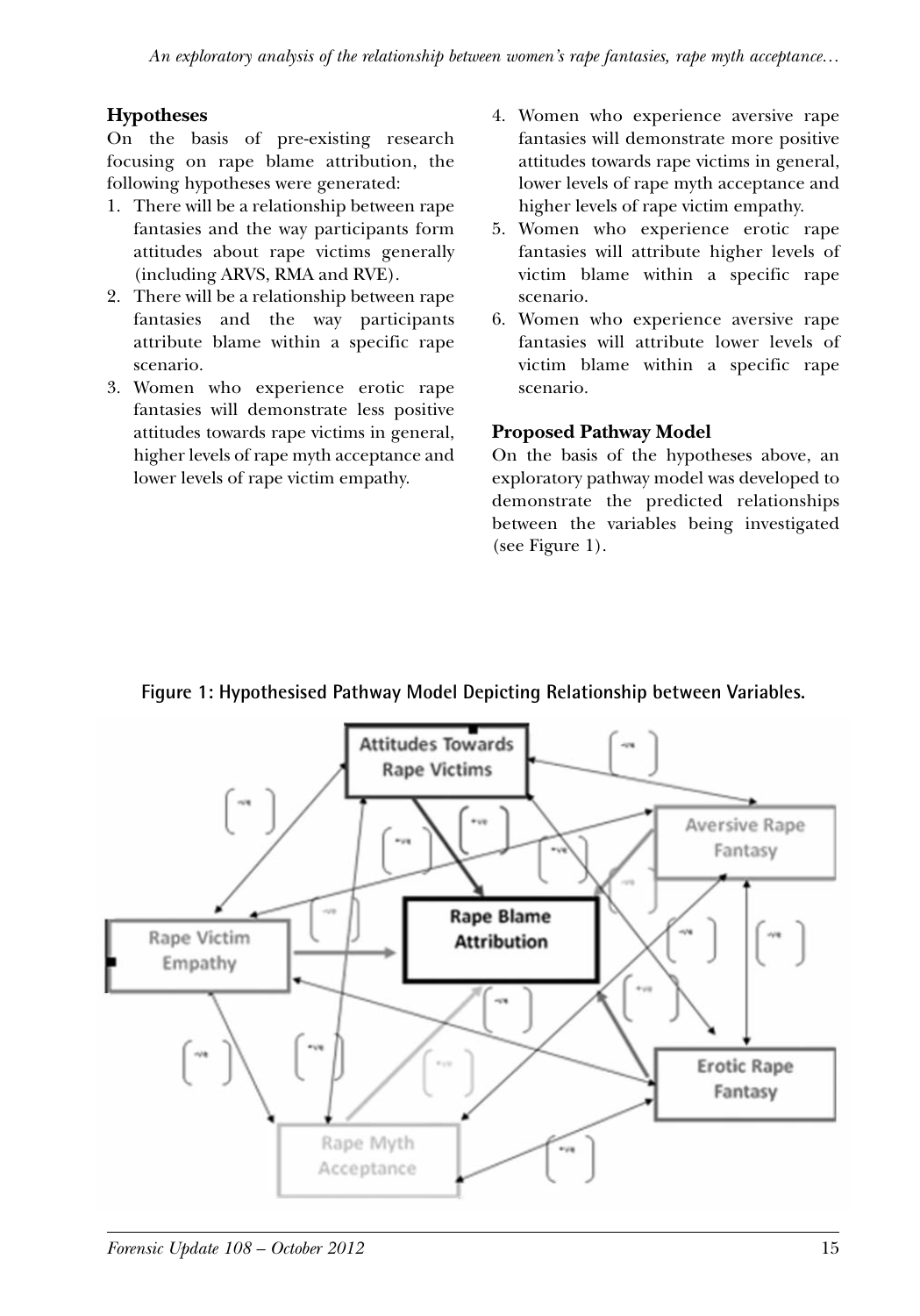### Hypotheses

On the basis of pre-existing research focusing on rape blame attribution, the following hypotheses were generated:

1. There will be a relationship between rape fantasies and the way participants form attitudes about rape victims generally (including ARVS, RMA and RVE).
2. There will be a relationship between rape fantasies and the way participants attribute blame within a specific rape scenario.
3. Women who experience erotic rape fantasies will demonstrate less positive attitudes towards rape victims in general, higher levels of rape myth acceptance and lower levels of rape victim empathy.
4. Women who experience aversive rape fantasies will demonstrate more positive attitudes towards rape victims in general, lower levels of rape myth acceptance and higher levels of rape victim empathy.
5. Women who experience erotic rape fantasies will attribute higher levels of victim blame within a specific rape scenario.
6. Women who experience aversive rape fantasies will attribute lower levels of victim blame within a specific rape scenario.

### Proposed Pathway Model

On the basis of the hypotheses above, an exploratory pathway model was developed to demonstrate the predicted relationships between the variables being investigated (see Figure 1).

**Figure 1: Hypothesised Pathway Model Depicting Relationship between Variables.**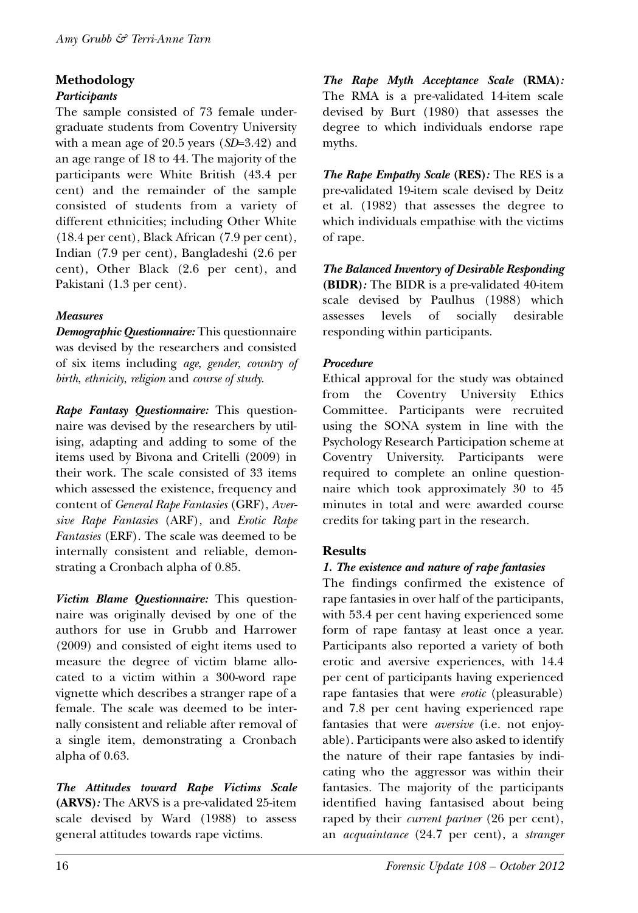## Methodology

### *Participants*

The sample consisted of 73 female undergraduate students from Coventry University with a mean age of 20.5 years (*SD*=3.42) and an age range of 18 to 44. The majority of the participants were White British (43.4 per cent) and the remainder of the sample consisted of students from a variety of different ethnicities; including Other White (18.4 per cent), Black African (7.9 per cent), Indian (7.9 per cent), Bangladeshi (2.6 per cent), Other Black (2.6 per cent), and Pakistani (1.3 per cent).

### *Measures*

***Demographic Questionnaire:*** This questionnaire was devised by the researchers and consisted of six items including *age*, *gender*, *country of birth*, *ethnicity*, *religion* and *course of study*.

***Rape Fantasy Questionnaire:*** This questionnaire was devised by the researchers by utilising, adapting and adding to some of the items used by Bivona and Critelli (2009) in their work. The scale consisted of 33 items which assessed the existence, frequency and content of *General Rape Fantasies* (GRF), *Aversive Rape Fantasies* (ARF), and *Erotic Rape Fantasies* (ERF). The scale was deemed to be internally consistent and reliable, demonstrating a Cronbach alpha of 0.85.

***Victim Blame Questionnaire:*** This questionnaire was originally devised by one of the authors for use in Grubb and Harrower (2009) and consisted of eight items used to measure the degree of victim blame allocated to a victim within a 300-word rape vignette which describes a stranger rape of a female. The scale was deemed to be internally consistent and reliable after removal of a single item, demonstrating a Cronbach alpha of 0.63.

***The Attitudes toward Rape Victims Scale* (ARVS)*:*** The ARVS is a pre-validated 25-item scale devised by Ward (1988) to assess general attitudes towards rape victims.

***The Rape Myth Acceptance Scale* (RMA)*:*** The RMA is a pre-validated 14-item scale devised by Burt (1980) that assesses the degree to which individuals endorse rape myths.

***The Rape Empathy Scale* (RES)*:*** The RES is a pre-validated 19-item scale devised by Deitz et al. (1982) that assesses the degree to which individuals empathise with the victims of rape.

***The Balanced Inventory of Desirable Responding* (BIDR)*:*** The BIDR is a pre-validated 40-item scale devised by Paulhus (1988) which assesses levels of socially desirable responding within participants.

### *Procedure*

Ethical approval for the study was obtained from the Coventry University Ethics Committee. Participants were recruited using the SONA system in line with the Psychology Research Participation scheme at Coventry University. Participants were required to complete an online questionnaire which took approximately 30 to 45 minutes in total and were awarded course credits for taking part in the research.

## Results

### *1. The existence and nature of rape fantasies*

The findings confirmed the existence of rape fantasies in over half of the participants, with 53.4 per cent having experienced some form of rape fantasy at least once a year. Participants also reported a variety of both erotic and aversive experiences, with 14.4 per cent of participants having experienced rape fantasies that were *erotic* (pleasurable) and 7.8 per cent having experienced rape fantasies that were *aversive* (i.e. not enjoyable). Participants were also asked to identify the nature of their rape fantasies by indicating who the aggressor was within their fantasies. The majority of the participants identified having fantasised about being raped by their *current partner* (26 per cent), an *acquaintance* (24.7 per cent), a *stranger*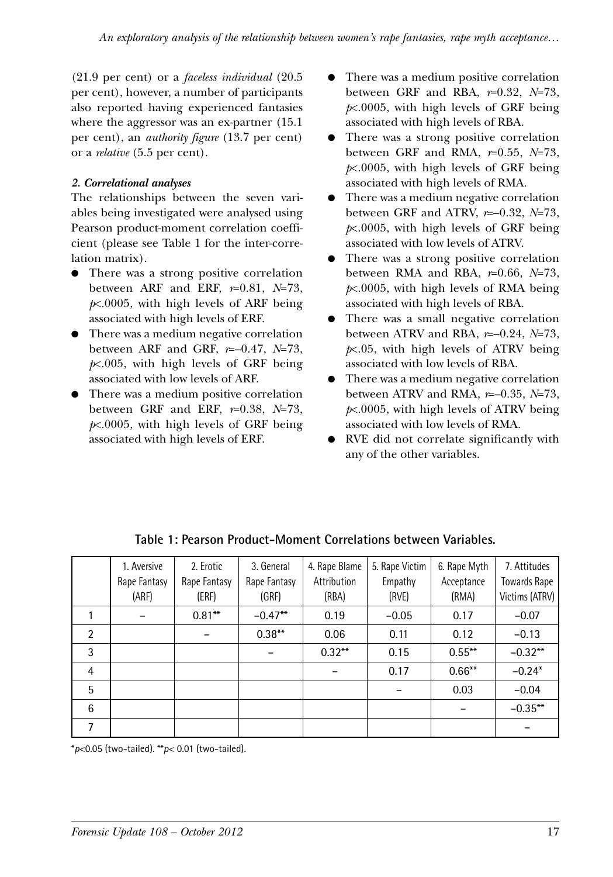(21.9 per cent) or a *faceless individual* (20.5 per cent), however, a number of participants also reported having experienced fantasies where the aggressor was an ex-partner (15.1 per cent), an *authority figure* (13.7 per cent) or a *relative* (5.5 per cent).

### *2. Correlational analyses*

The relationships between the seven variables being investigated were analysed using Pearson product-moment correlation coefficient (please see Table 1 for the inter-correlation matrix).

- There was a strong positive correlation between ARF and ERF, $r$=0.81, $N$=73, $p$<.0005, with high levels of ARF being associated with high levels of ERF.
- There was a medium negative correlation between ARF and GRF, $r$=–0.47, $N$=73, $p$<.005, with high levels of GRF being associated with low levels of ARF.
- There was a medium positive correlation between GRF and ERF, $r$=0.38, $N$=73, $p$<.0005, with high levels of GRF being associated with high levels of ERF.
- There was a medium positive correlation between GRF and RBA, $r$=0.32, $N$=73, $p$<.0005, with high levels of GRF being associated with high levels of RBA.
- There was a strong positive correlation between GRF and RMA, $r$=0.55, $N$=73, $p$<.0005, with high levels of GRF being associated with high levels of RMA.
- There was a medium negative correlation between GRF and ATRV, $r$=–0.32, $N$=73, $p$<.0005, with high levels of GRF being associated with low levels of ATRV.
- There was a strong positive correlation between RMA and RBA, $r$=0.66, $N$=73, $p$<.0005, with high levels of RMA being associated with high levels of RBA.
- There was a small negative correlation between ATRV and RBA, $r$=–0.24, $N$=73, $p$<.05, with high levels of ATRV being associated with low levels of RBA.
- There was a medium negative correlation between ATRV and RMA, $r$=–0.35, $N$=73, $p$<.0005, with high levels of ATRV being associated with low levels of RMA.
- RVE did not correlate significantly with any of the other variables.

**Table 1: Pearson Product-Moment Correlations between Variables.**

| | 1. Aversive Rape Fantasy (ARF) | 2. Erotic Rape Fantasy (ERF) | 3. General Rape Fantasy (GRF) | 4. Rape Blame Attribution (RBA) | 5. Rape Victim Empathy (RVE) | 6. Rape Myth Acceptance (RMA) | 7. Attitudes Towards Rape Victims (ATRV) |
|---|---|---|---|---|---|---|---|
| 1 | – | 0.81** | –0.47** | 0.19 | –0.05 | 0.17 | –0.07 |
| 2 | | – | 0.38** | 0.06 | 0.11 | 0.12 | –0.13 |
| 3 | | | – | 0.32** | 0.15 | 0.55** | –0.32** |
| 4 | | | | – | 0.17 | 0.66** | –0.24* |
| 5 | | | | | – | 0.03 | –0.04 |
| 6 | | | | | | – | –0.35** |
| 7 | | | | | | | – |

*$p$<0.05 (two-tailed). **$p$< 0.01 (two-tailed).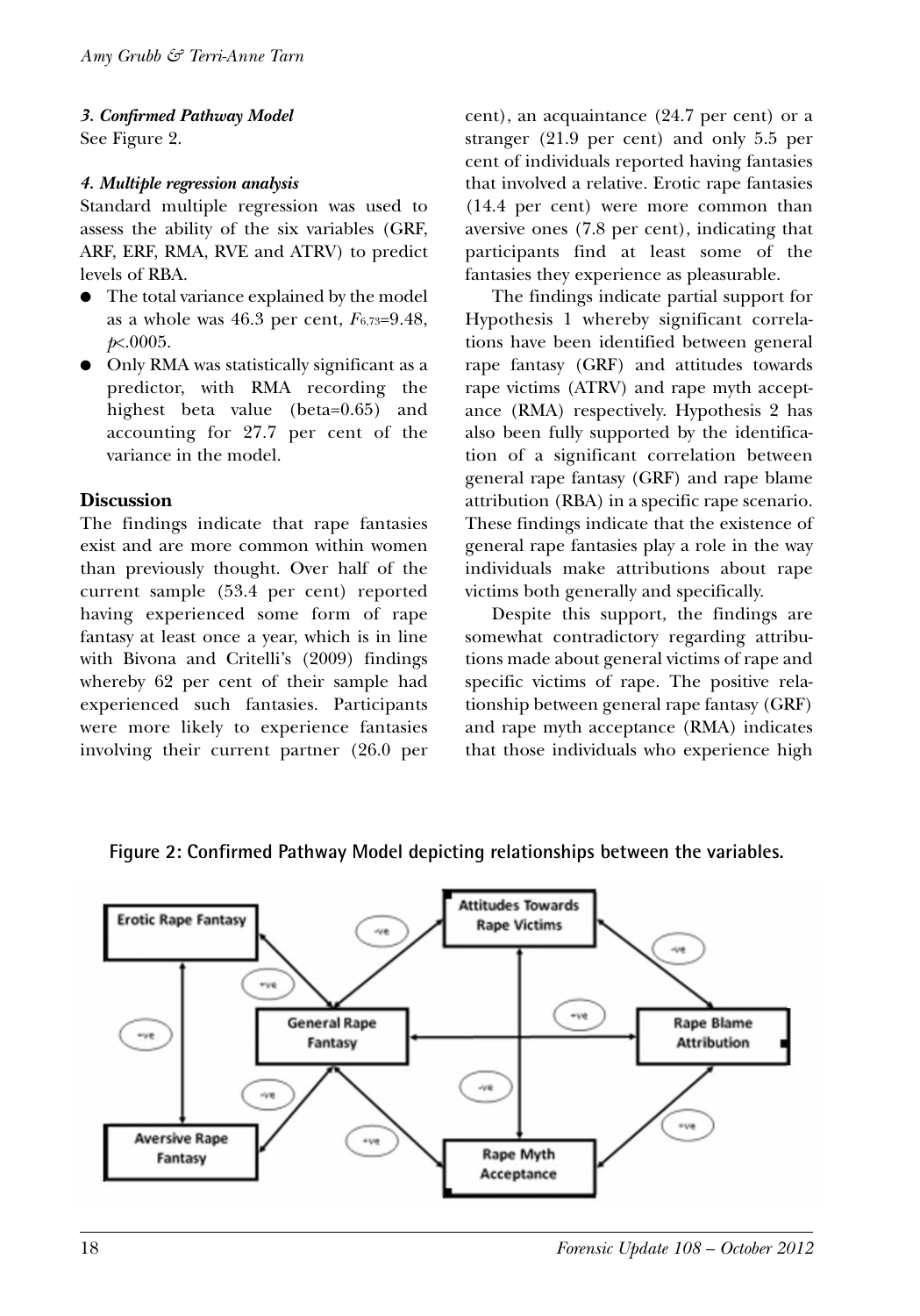### *3. Confirmed Pathway Model*

See Figure 2.

### *4. Multiple regression analysis*

Standard multiple regression was used to assess the ability of the six variables (GRF, ARF, ERF, RMA, RVE and ATRV) to predict levels of RBA.

- The total variance explained by the model as a whole was 46.3 per cent, $F_{6,73}$=9.48, $p$<.0005.
- Only RMA was statistically significant as a predictor, with RMA recording the highest beta value (beta=0.65) and accounting for 27.7 per cent of the variance in the model.

## Discussion

The findings indicate that rape fantasies exist and are more common within women than previously thought. Over half of the current sample (53.4 per cent) reported having experienced some form of rape fantasy at least once a year, which is in line with Bivona and Critelli's (2009) findings whereby 62 per cent of their sample had experienced such fantasies. Participants were more likely to experience fantasies involving their current partner (26.0 per cent), an acquaintance (24.7 per cent) or a stranger (21.9 per cent) and only 5.5 per cent of individuals reported having fantasies that involved a relative. Erotic rape fantasies (14.4 per cent) were more common than aversive ones (7.8 per cent), indicating that participants find at least some of the fantasies they experience as pleasurable.

The findings indicate partial support for Hypothesis 1 whereby significant correlations have been identified between general rape fantasy (GRF) and attitudes towards rape victims (ATRV) and rape myth acceptance (RMA) respectively. Hypothesis 2 has also been fully supported by the identification of a significant correlation between general rape fantasy (GRF) and rape blame attribution (RBA) in a specific rape scenario. These findings indicate that the existence of general rape fantasies play a role in the way individuals make attributions about rape victims both generally and specifically.

Despite this support, the findings are somewhat contradictory regarding attributions made about general victims of rape and specific victims of rape. The positive relationship between general rape fantasy (GRF) and rape myth acceptance (RMA) indicates that those individuals who experience high

**Figure 2: Confirmed Pathway Model depicting relationships between the variables.**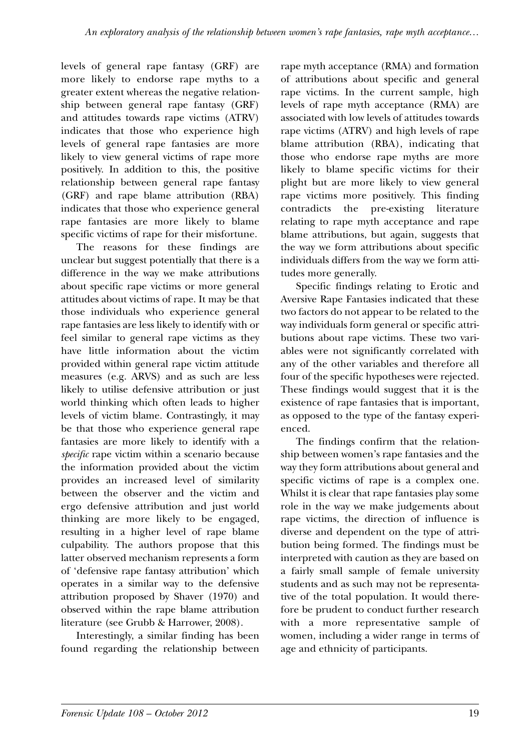levels of general rape fantasy (GRF) are more likely to endorse rape myths to a greater extent whereas the negative relationship between general rape fantasy (GRF) and attitudes towards rape victims (ATRV) indicates that those who experience high levels of general rape fantasies are more likely to view general victims of rape more positively. In addition to this, the positive relationship between general rape fantasy (GRF) and rape blame attribution (RBA) indicates that those who experience general rape fantasies are more likely to blame specific victims of rape for their misfortune.

The reasons for these findings are unclear but suggest potentially that there is a difference in the way we make attributions about specific rape victims or more general attitudes about victims of rape. It may be that those individuals who experience general rape fantasies are less likely to identify with or feel similar to general rape victims as they have little information about the victim provided within general rape victim attitude measures (e.g. ARVS) and as such are less likely to utilise defensive attribution or just world thinking which often leads to higher levels of victim blame. Contrastingly, it may be that those who experience general rape fantasies are more likely to identify with a *specific* rape victim within a scenario because the information provided about the victim provides an increased level of similarity between the observer and the victim and ergo defensive attribution and just world thinking are more likely to be engaged, resulting in a higher level of rape blame culpability. The authors propose that this latter observed mechanism represents a form of 'defensive rape fantasy attribution' which operates in a similar way to the defensive attribution proposed by Shaver (1970) and observed within the rape blame attribution literature (see Grubb & Harrower, 2008).

Interestingly, a similar finding has been found regarding the relationship between rape myth acceptance (RMA) and formation of attributions about specific and general rape victims. In the current sample, high levels of rape myth acceptance (RMA) are associated with low levels of attitudes towards rape victims (ATRV) and high levels of rape blame attribution (RBA), indicating that those who endorse rape myths are more likely to blame specific victims for their plight but are more likely to view general rape victims more positively. This finding contradicts the pre-existing literature relating to rape myth acceptance and rape blame attributions, but again, suggests that the way we form attributions about specific individuals differs from the way we form attitudes more generally.

Specific findings relating to Erotic and Aversive Rape Fantasies indicated that these two factors do not appear to be related to the way individuals form general or specific attributions about rape victims. These two variables were not significantly correlated with any of the other variables and therefore all four of the specific hypotheses were rejected. These findings would suggest that it is the existence of rape fantasies that is important, as opposed to the type of the fantasy experienced.

The findings confirm that the relationship between women's rape fantasies and the way they form attributions about general and specific victims of rape is a complex one. Whilst it is clear that rape fantasies play some role in the way we make judgements about rape victims, the direction of influence is diverse and dependent on the type of attribution being formed. The findings must be interpreted with caution as they are based on a fairly small sample of female university students and as such may not be representative of the total population. It would therefore be prudent to conduct further research with a more representative sample of women, including a wider range in terms of age and ethnicity of participants.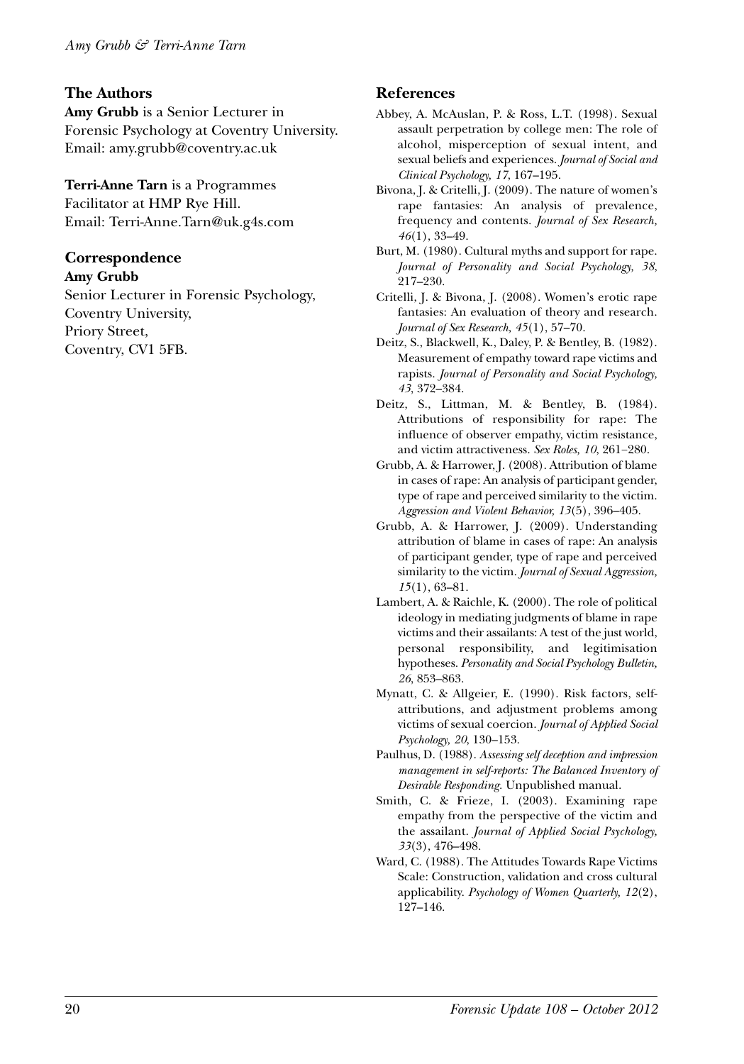## The Authors

**Amy Grubb** is a Senior Lecturer in Forensic Psychology at Coventry University.
Email: amy.grubb@coventry.ac.uk

**Terri-Anne Tarn** is a Programmes Facilitator at HMP Rye Hill.
Email: Terri-Anne.Tarn@uk.g4s.com

## Correspondence

**Amy Grubb**
Senior Lecturer in Forensic Psychology,
Coventry University,
Priory Street,
Coventry, CV1 5FB.

## References

Abbey, A. McAuslan, P. & Ross, L.T. (1998). Sexual assault perpetration by college men: The role of alcohol, misperception of sexual intent, and sexual beliefs and experiences. *Journal of Social and Clinical Psychology, 17*, 167–195.

Bivona, J. & Critelli, J. (2009). The nature of women's rape fantasies: An analysis of prevalence, frequency and contents. *Journal of Sex Research, 46*(1), 33–49.

Burt, M. (1980). Cultural myths and support for rape. *Journal of Personality and Social Psychology, 38*, 217–230.

Critelli, J. & Bivona, J. (2008). Women's erotic rape fantasies: An evaluation of theory and research. *Journal of Sex Research, 45*(1), 57–70.

Deitz, S., Blackwell, K., Daley, P. & Bentley, B. (1982). Measurement of empathy toward rape victims and rapists. *Journal of Personality and Social Psychology, 43*, 372–384.

Deitz, S., Littman, M. & Bentley, B. (1984). Attributions of responsibility for rape: The influence of observer empathy, victim resistance, and victim attractiveness. *Sex Roles, 10*, 261–280.

Grubb, A. & Harrower, J. (2008). Attribution of blame in cases of rape: An analysis of participant gender, type of rape and perceived similarity to the victim. *Aggression and Violent Behavior, 13*(5), 396–405.

Grubb, A. & Harrower, J. (2009). Understanding attribution of blame in cases of rape: An analysis of participant gender, type of rape and perceived similarity to the victim. *Journal of Sexual Aggression, 15*(1), 63–81.

Lambert, A. & Raichle, K. (2000). The role of political ideology in mediating judgments of blame in rape victims and their assailants: A test of the just world, personal responsibility, and legitimisation hypotheses. *Personality and Social Psychology Bulletin, 26*, 853–863.

Mynatt, C. & Allgeier, E. (1990). Risk factors, self-attributions, and adjustment problems among victims of sexual coercion. *Journal of Applied Social Psychology, 20*, 130–153.

Paulhus, D. (1988). *Assessing self deception and impression management in self-reports: The Balanced Inventory of Desirable Responding.* Unpublished manual.

Smith, C. & Frieze, I. (2003). Examining rape empathy from the perspective of the victim and the assailant. *Journal of Applied Social Psychology, 33*(3), 476–498.

Ward, C. (1988). The Attitudes Towards Rape Victims Scale: Construction, validation and cross cultural applicability. *Psychology of Women Quarterly, 12*(2), 127–146.